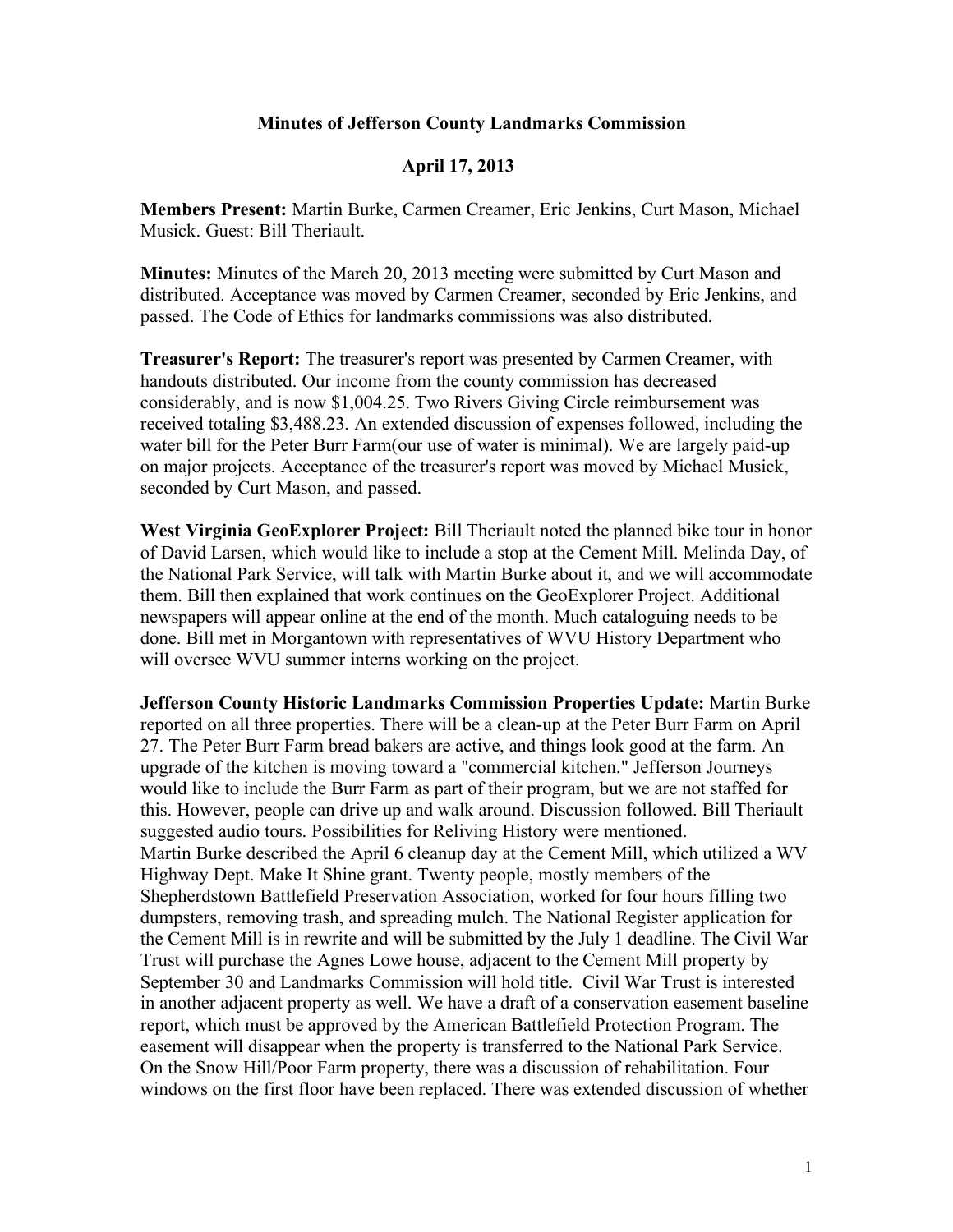# Minutes of Jefferson County Landmarks Commission

## April 17, 2013

**Members Present:** Martin Burke, Carmen Creamer, Eric Jenkins, Curt Mason, Michael Musick. Guest: Bill Theriault.

**Minutes:** Minutes of the March 20, 2013 meeting were submitted by Curt Mason and distributed. Acceptance was moved by Carmen Creamer, seconded by Eric Jenkins, and passed. The Code of Ethics for landmarks commissions was also distributed.

**Treasurer's Report:** The treasurer's report was presented by Carmen Creamer, with handouts distributed. Our income from the county commission has decreased considerably, and is now $1,004.25. Two Rivers Giving Circle reimbursement was received totaling $3,488.23. An extended discussion of expenses followed, including the water bill for the Peter Burr Farm(our use of water is minimal). We are largely paid-up on major projects. Acceptance of the treasurer's report was moved by Michael Musick, seconded by Curt Mason, and passed.

**West Virginia GeoExplorer Project:** Bill Theriault noted the planned bike tour in honor of David Larsen, which would like to include a stop at the Cement Mill. Melinda Day, of the National Park Service, will talk with Martin Burke about it, and we will accommodate them. Bill then explained that work continues on the GeoExplorer Project. Additional newspapers will appear online at the end of the month. Much cataloguing needs to be done. Bill met in Morgantown with representatives of WVU History Department who will oversee WVU summer interns working on the project.

**Jefferson County Historic Landmarks Commission Properties Update:** Martin Burke reported on all three properties. There will be a clean-up at the Peter Burr Farm on April 27. The Peter Burr Farm bread bakers are active, and things look good at the farm. An upgrade of the kitchen is moving toward a "commercial kitchen." Jefferson Journeys would like to include the Burr Farm as part of their program, but we are not staffed for this. However, people can drive up and walk around. Discussion followed. Bill Theriault suggested audio tours. Possibilities for Reliving History were mentioned.
Martin Burke described the April 6 cleanup day at the Cement Mill, which utilized a WV Highway Dept. Make It Shine grant. Twenty people, mostly members of the Shepherdstown Battlefield Preservation Association, worked for four hours filling two dumpsters, removing trash, and spreading mulch. The National Register application for the Cement Mill is in rewrite and will be submitted by the July 1 deadline. The Civil War Trust will purchase the Agnes Lowe house, adjacent to the Cement Mill property by September 30 and Landmarks Commission will hold title. Civil War Trust is interested in another adjacent property as well. We have a draft of a conservation easement baseline report, which must be approved by the American Battlefield Protection Program. The easement will disappear when the property is transferred to the National Park Service.
On the Snow Hill/Poor Farm property, there was a discussion of rehabilitation. Four windows on the first floor have been replaced. There was extended discussion of whether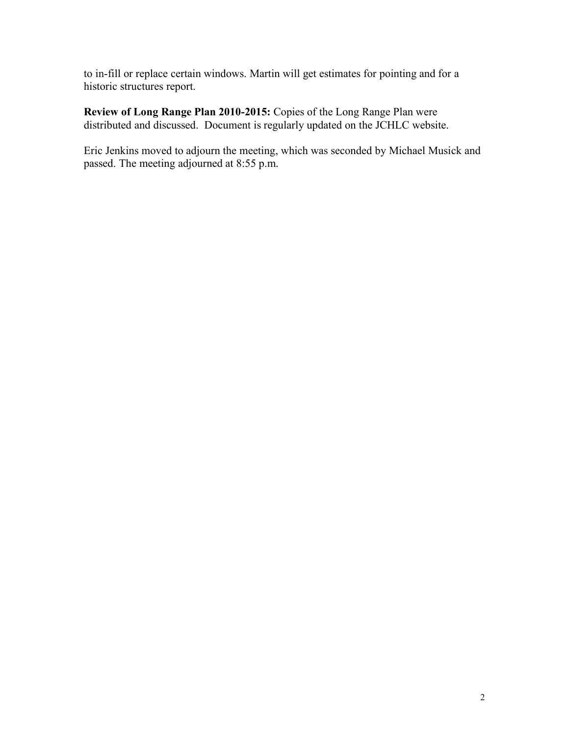to in-fill or replace certain windows. Martin will get estimates for pointing and for a historic structures report.

**Review of Long Range Plan 2010-2015:** Copies of the Long Range Plan were distributed and discussed. Document is regularly updated on the JCHLC website.

Eric Jenkins moved to adjourn the meeting, which was seconded by Michael Musick and passed. The meeting adjourned at 8:55 p.m.